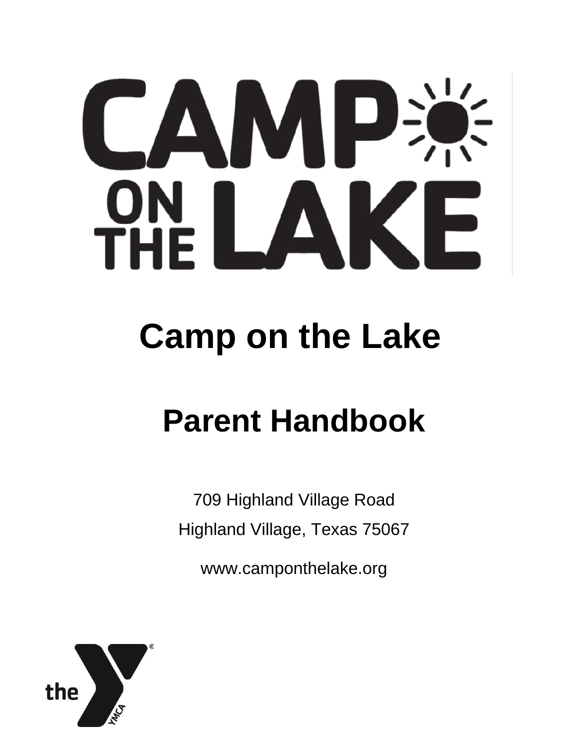# Camp on the Lake

# Parent Handbook

709 Highland Village Road

Highland Village, Texas 75067

www.camponthelake.org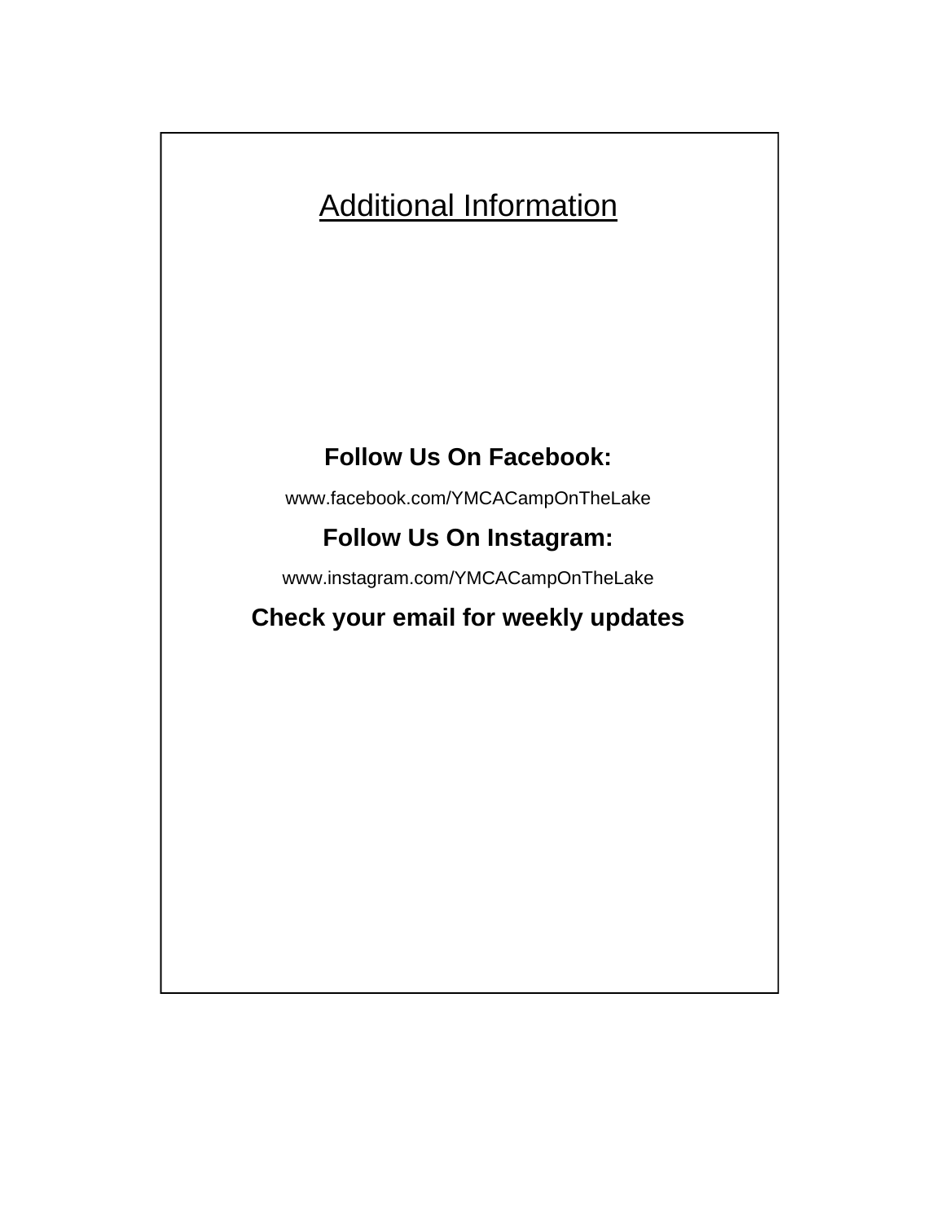## Additional Information

**Follow Us On Facebook:**

www.facebook.com/YMCACampOnTheLake

**Follow Us On Instagram:**

www.instagram.com/YMCACampOnTheLake

**Check your email for weekly updates**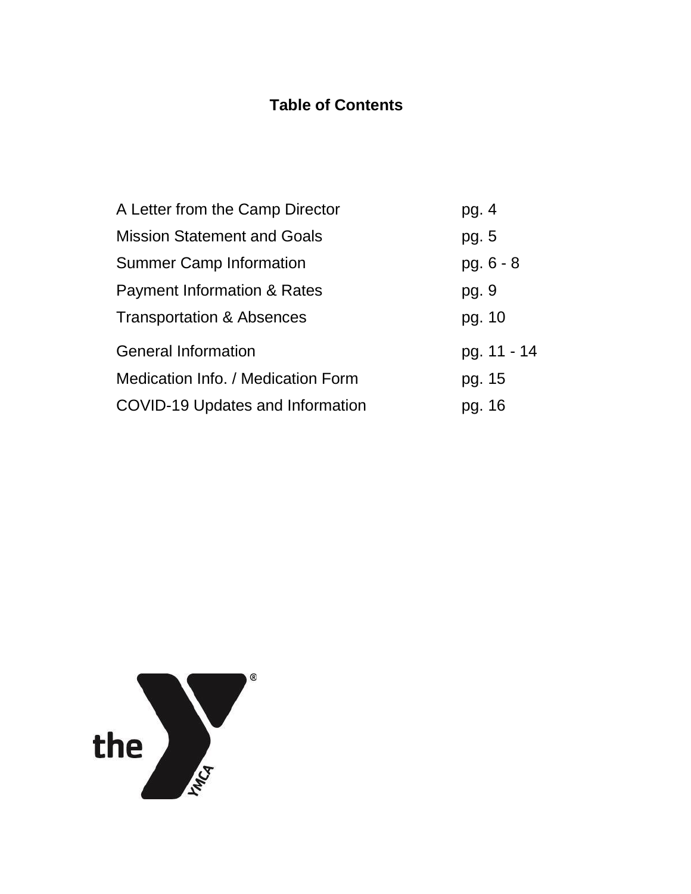# Table of Contents

| | |
|---|---|
| A Letter from the Camp Director | pg. 4 |
| Mission Statement and Goals | pg. 5 |
| Summer Camp Information | pg. 6 - 8 |
| Payment Information & Rates | pg. 9 |
| Transportation & Absences | pg. 10 |
| General Information | pg. 11 - 14 |
| Medication Info. / Medication Form | pg. 15 |
| COVID-19 Updates and Information | pg. 16 |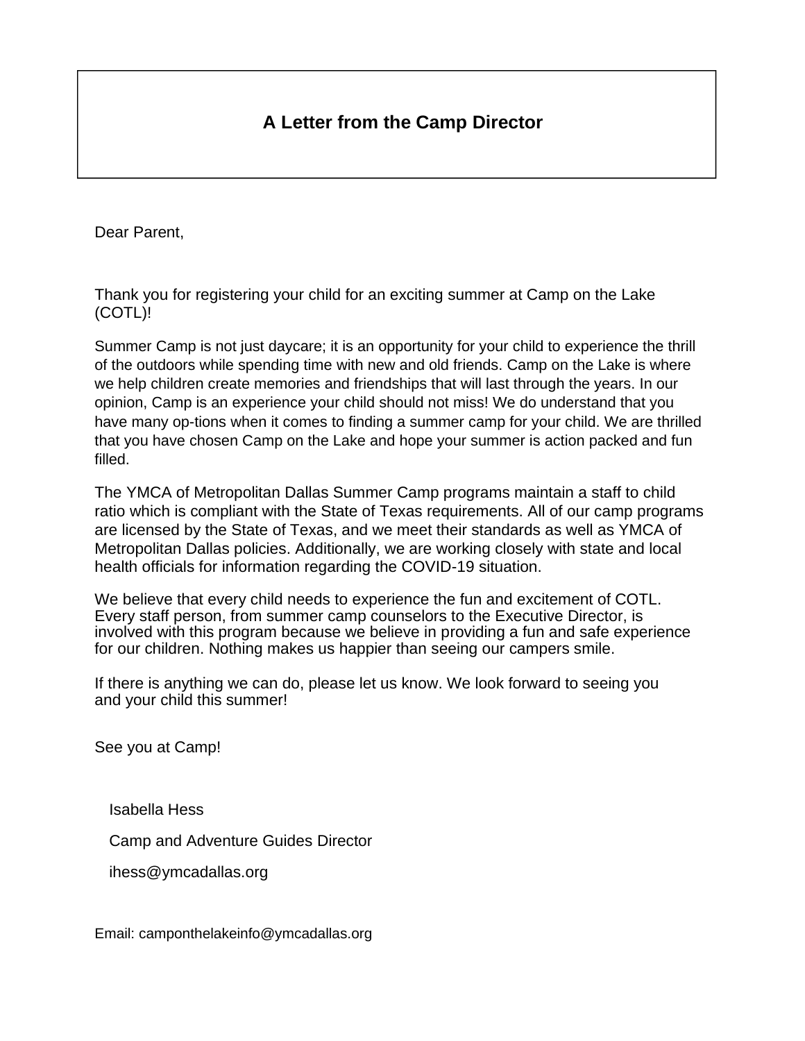# A Letter from the Camp Director

Dear Parent,

Thank you for registering your child for an exciting summer at Camp on the Lake (COTL)!

Summer Camp is not just daycare; it is an opportunity for your child to experience the thrill of the outdoors while spending time with new and old friends. Camp on the Lake is where we help children create memories and friendships that will last through the years. In our opinion, Camp is an experience your child should not miss! We do understand that you have many op-tions when it comes to finding a summer camp for your child. We are thrilled that you have chosen Camp on the Lake and hope your summer is action packed and fun filled.

The YMCA of Metropolitan Dallas Summer Camp programs maintain a staff to child ratio which is compliant with the State of Texas requirements. All of our camp programs are licensed by the State of Texas, and we meet their standards as well as YMCA of Metropolitan Dallas policies. Additionally, we are working closely with state and local health officials for information regarding the COVID-19 situation.

We believe that every child needs to experience the fun and excitement of COTL. Every staff person, from summer camp counselors to the Executive Director, is involved with this program because we believe in providing a fun and safe experience for our children. Nothing makes us happier than seeing our campers smile.

If there is anything we can do, please let us know. We look forward to seeing you and your child this summer!

See you at Camp!

Isabella Hess

Camp and Adventure Guides Director

ihess@ymcadallas.org

Email: camponthelakeinfo@ymcadallas.org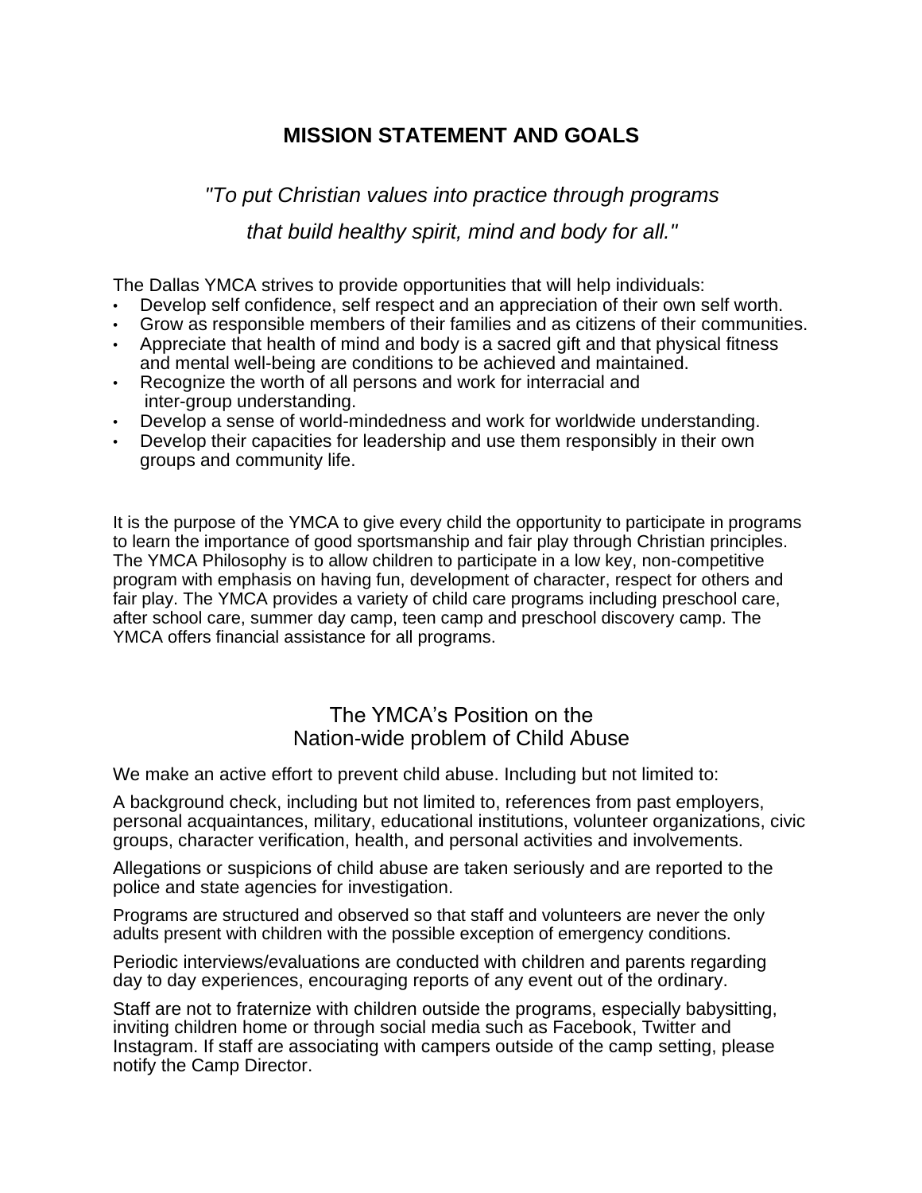# MISSION STATEMENT AND GOALS

*"To put Christian values into practice through programs that build healthy spirit, mind and body for all."*

The Dallas YMCA strives to provide opportunities that will help individuals:

- Develop self confidence, self respect and an appreciation of their own self worth.
- Grow as responsible members of their families and as citizens of their communities.
- Appreciate that health of mind and body is a sacred gift and that physical fitness and mental well-being are conditions to be achieved and maintained.
- Recognize the worth of all persons and work for interracial and inter-group understanding.
- Develop a sense of world-mindedness and work for worldwide understanding.
- Develop their capacities for leadership and use them responsibly in their own groups and community life.

It is the purpose of the YMCA to give every child the opportunity to participate in programs to learn the importance of good sportsmanship and fair play through Christian principles. The YMCA Philosophy is to allow children to participate in a low key, non-competitive program with emphasis on having fun, development of character, respect for others and fair play. The YMCA provides a variety of child care programs including preschool care, after school care, summer day camp, teen camp and preschool discovery camp. The YMCA offers financial assistance for all programs.

## The YMCA's Position on the Nation-wide problem of Child Abuse

We make an active effort to prevent child abuse. Including but not limited to:

A background check, including but not limited to, references from past employers, personal acquaintances, military, educational institutions, volunteer organizations, civic groups, character verification, health, and personal activities and involvements.

Allegations or suspicions of child abuse are taken seriously and are reported to the police and state agencies for investigation.

Programs are structured and observed so that staff and volunteers are never the only adults present with children with the possible exception of emergency conditions.

Periodic interviews/evaluations are conducted with children and parents regarding day to day experiences, encouraging reports of any event out of the ordinary.

Staff are not to fraternize with children outside the programs, especially babysitting, inviting children home or through social media such as Facebook, Twitter and Instagram. If staff are associating with campers outside of the camp setting, please notify the Camp Director.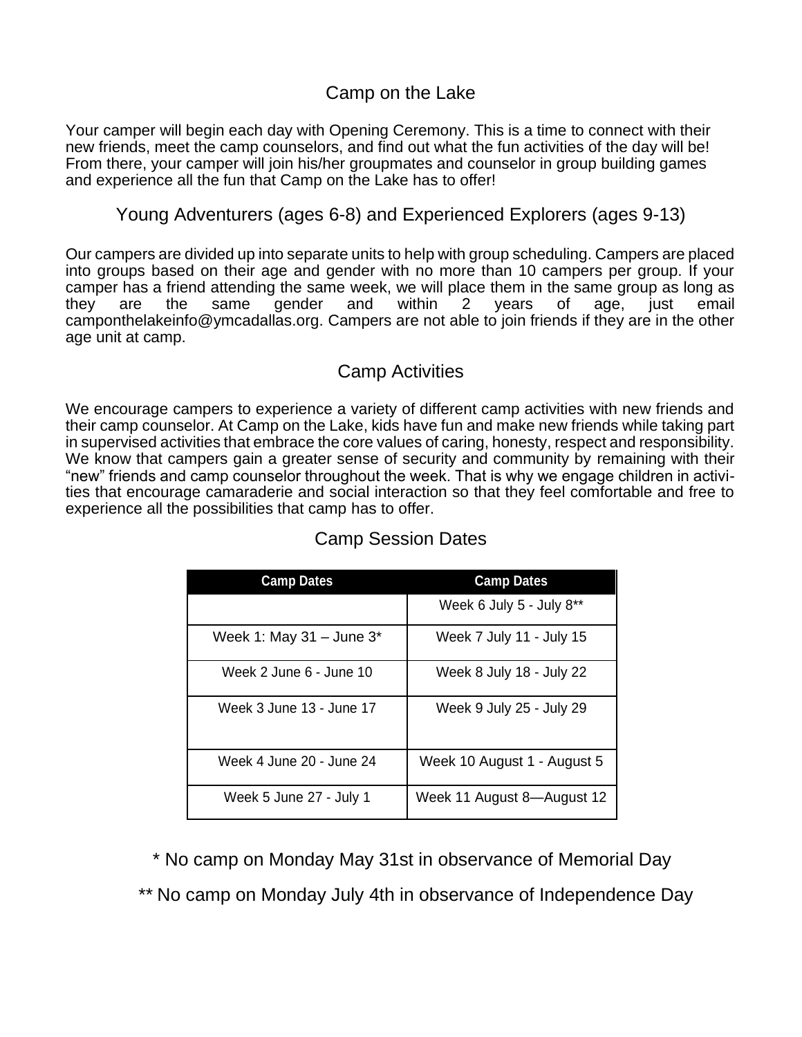## Camp on the Lake

Your camper will begin each day with Opening Ceremony. This is a time to connect with their new friends, meet the camp counselors, and find out what the fun activities of the day will be! From there, your camper will join his/her groupmates and counselor in group building games and experience all the fun that Camp on the Lake has to offer!

## Young Adventurers (ages 6-8) and Experienced Explorers (ages 9-13)

Our campers are divided up into separate units to help with group scheduling. Campers are placed into groups based on their age and gender with no more than 10 campers per group. If your camper has a friend attending the same week, we will place them in the same group as long as they are the same gender and within 2 years of age, just email camponthelakeinfo@ymcadallas.org. Campers are not able to join friends if they are in the other age unit at camp.

## Camp Activities

We encourage campers to experience a variety of different camp activities with new friends and their camp counselor. At Camp on the Lake, kids have fun and make new friends while taking part in supervised activities that embrace the core values of caring, honesty, respect and responsibility. We know that campers gain a greater sense of security and community by remaining with their "new" friends and camp counselor throughout the week. That is why we engage children in activities that encourage camaraderie and social interaction so that they feel comfortable and free to experience all the possibilities that camp has to offer.

## Camp Session Dates

| Camp Dates | Camp Dates |
|---|---|
| | Week 6 July 5 - July 8** |
| Week 1: May 31 – June 3* | Week 7 July 11 - July 15 |
| Week 2 June 6 - June 10 | Week 8 July 18 - July 22 |
| Week 3 June 13 - June 17 | Week 9 July 25 - July 29 |
| Week 4 June 20 - June 24 | Week 10 August 1 - August 5 |
| Week 5 June 27 - July 1 | Week 11 August 8—August 12 |

* No camp on Monday May 31st in observance of Memorial Day

** No camp on Monday July 4th in observance of Independence Day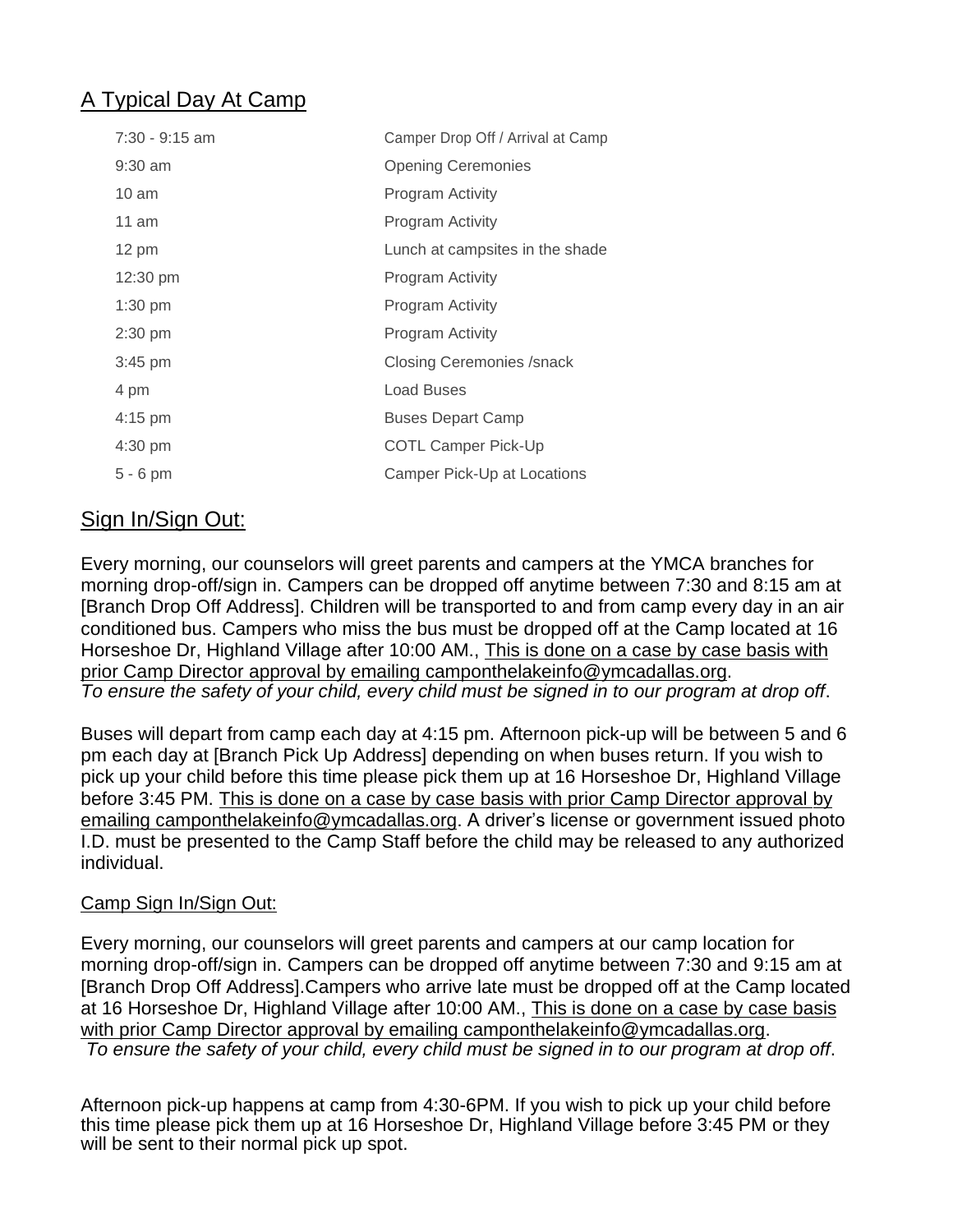## A Typical Day At Camp

| | |
|---|---|
| 7:30 - 9:15 am | Camper Drop Off / Arrival at Camp |
| 9:30 am | Opening Ceremonies |
| 10 am | Program Activity |
| 11 am | Program Activity |
| 12 pm | Lunch at campsites in the shade |
| 12:30 pm | Program Activity |
| 1:30 pm | Program Activity |
| 2:30 pm | Program Activity |
| 3:45 pm | Closing Ceremonies /snack |
| 4 pm | Load Buses |
| 4:15 pm | Buses Depart Camp |
| 4:30 pm | COTL Camper Pick-Up |
| 5 - 6 pm | Camper Pick-Up at Locations |

## Sign In/Sign Out:

Every morning, our counselors will greet parents and campers at the YMCA branches for morning drop-off/sign in. Campers can be dropped off anytime between 7:30 and 8:15 am at [Branch Drop Off Address]. Children will be transported to and from camp every day in an air conditioned bus. Campers who miss the bus must be dropped off at the Camp located at 16 Horseshoe Dr, Highland Village after 10:00 AM., This is done on a case by case basis with prior Camp Director approval by emailing camponthelakeinfo@ymcadallas.org.
*To ensure the safety of your child, every child must be signed in to our program at drop off*.

Buses will depart from camp each day at 4:15 pm. Afternoon pick-up will be between 5 and 6 pm each day at [Branch Pick Up Address] depending on when buses return. If you wish to pick up your child before this time please pick them up at 16 Horseshoe Dr, Highland Village before 3:45 PM. This is done on a case by case basis with prior Camp Director approval by emailing camponthelakeinfo@ymcadallas.org. A driver's license or government issued photo I.D. must be presented to the Camp Staff before the child may be released to any authorized individual.

### Camp Sign In/Sign Out:

Every morning, our counselors will greet parents and campers at our camp location for morning drop-off/sign in. Campers can be dropped off anytime between 7:30 and 9:15 am at [Branch Drop Off Address].Campers who arrive late must be dropped off at the Camp located at 16 Horseshoe Dr, Highland Village after 10:00 AM., This is done on a case by case basis with prior Camp Director approval by emailing camponthelakeinfo@ymcadallas.org.
*To ensure the safety of your child, every child must be signed in to our program at drop off*.

Afternoon pick-up happens at camp from 4:30-6PM. If you wish to pick up your child before this time please pick them up at 16 Horseshoe Dr, Highland Village before 3:45 PM or they will be sent to their normal pick up spot.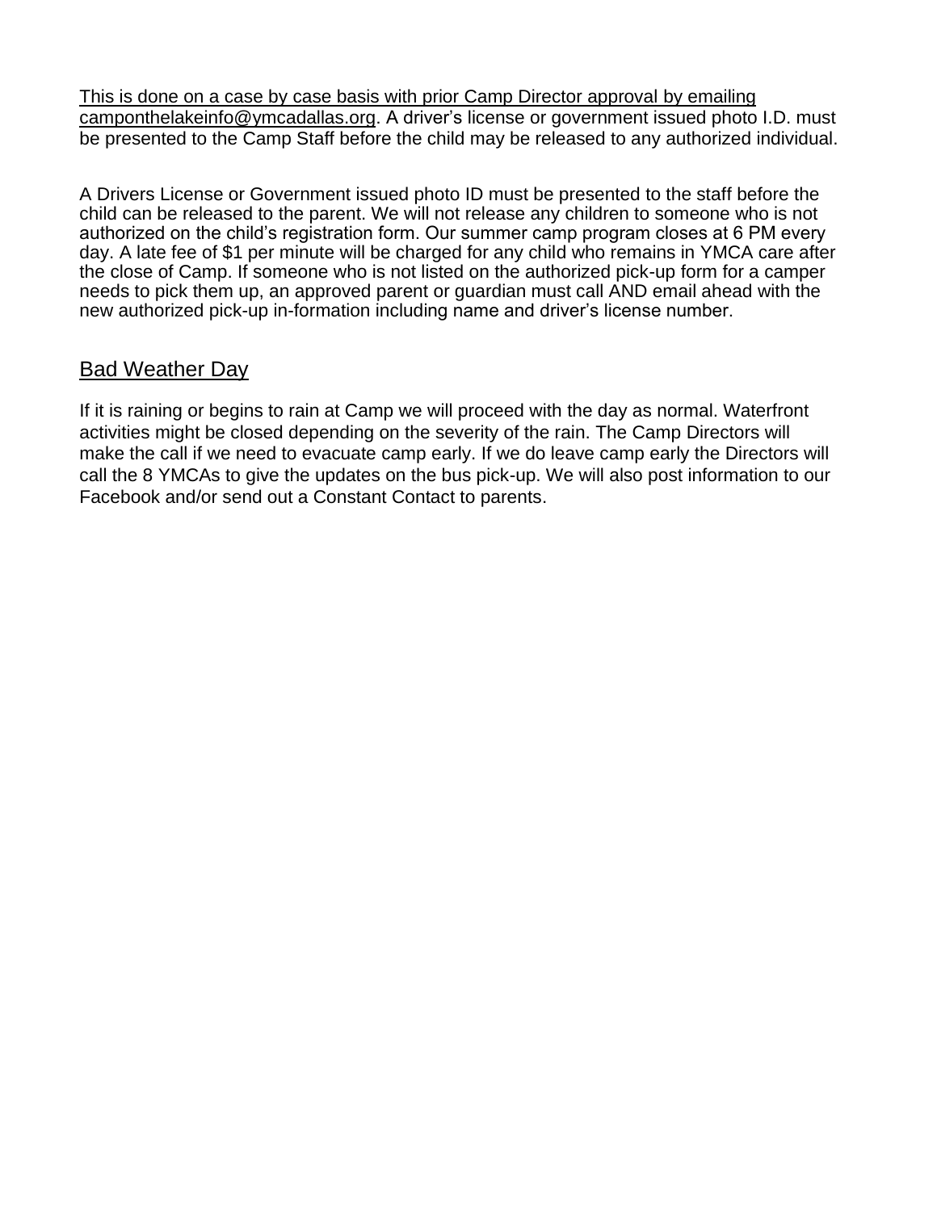This is done on a case by case basis with prior Camp Director approval by emailing camponthelakeinfo@ymcadallas.org. A driver's license or government issued photo I.D. must be presented to the Camp Staff before the child may be released to any authorized individual.

A Drivers License or Government issued photo ID must be presented to the staff before the child can be released to the parent. We will not release any children to someone who is not authorized on the child's registration form. Our summer camp program closes at 6 PM every day. A late fee of $1 per minute will be charged for any child who remains in YMCA care after the close of Camp. If someone who is not listed on the authorized pick-up form for a camper needs to pick them up, an approved parent or guardian must call AND email ahead with the new authorized pick-up in-formation including name and driver's license number.

## Bad Weather Day

If it is raining or begins to rain at Camp we will proceed with the day as normal. Waterfront activities might be closed depending on the severity of the rain. The Camp Directors will make the call if we need to evacuate camp early. If we do leave camp early the Directors will call the 8 YMCAs to give the updates on the bus pick-up. We will also post information to our Facebook and/or send out a Constant Contact to parents.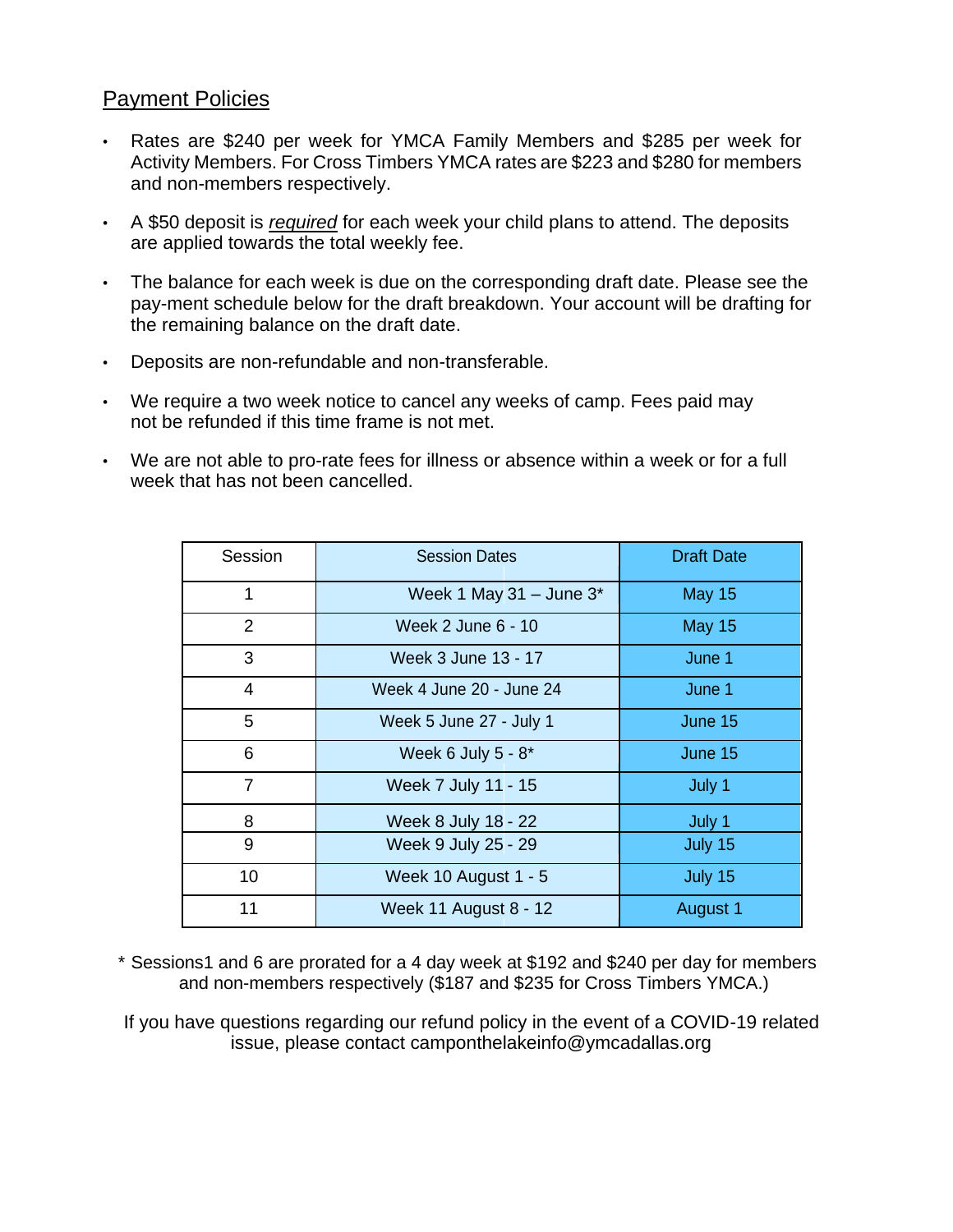## Payment Policies

- Rates are $240 per week for YMCA Family Members and $285 per week for Activity Members. For Cross Timbers YMCA rates are $223 and $280 for members and non-members respectively.
- A $50 deposit is *required* for each week your child plans to attend. The deposits are applied towards the total weekly fee.
- The balance for each week is due on the corresponding draft date. Please see the pay-ment schedule below for the draft breakdown. Your account will be drafting for the remaining balance on the draft date.
- Deposits are non-refundable and non-transferable.
- We require a two week notice to cancel any weeks of camp. Fees paid may not be refunded if this time frame is not met.
- We are not able to pro-rate fees for illness or absence within a week or for a full week that has not been cancelled.

| Session | Session Dates | Draft Date |
|---|---|---|
| 1 | Week 1 May 31 – June 3* | May 15 |
| 2 | Week 2 June 6 - 10 | May 15 |
| 3 | Week 3 June 13 - 17 | June 1 |
| 4 | Week 4 June 20 - June 24 | June 1 |
| 5 | Week 5 June 27 - July 1 | June 15 |
| 6 | Week 6 July 5 - 8* | June 15 |
| 7 | Week 7 July 11 - 15 | July 1 |
| 8 | Week 8 July 18 - 22 | July 1 |
| 9 | Week 9 July 25 - 29 | July 15 |
| 10 | Week 10 August 1 - 5 | July 15 |
| 11 | Week 11 August 8 - 12 | August 1 |

\* Sessions1 and 6 are prorated for a 4 day week at $192 and $240 per day for members and non-members respectively ($187 and $235 for Cross Timbers YMCA.)

If you have questions regarding our refund policy in the event of a COVID-19 related issue, please contact camponthelakeinfo@ymcadallas.org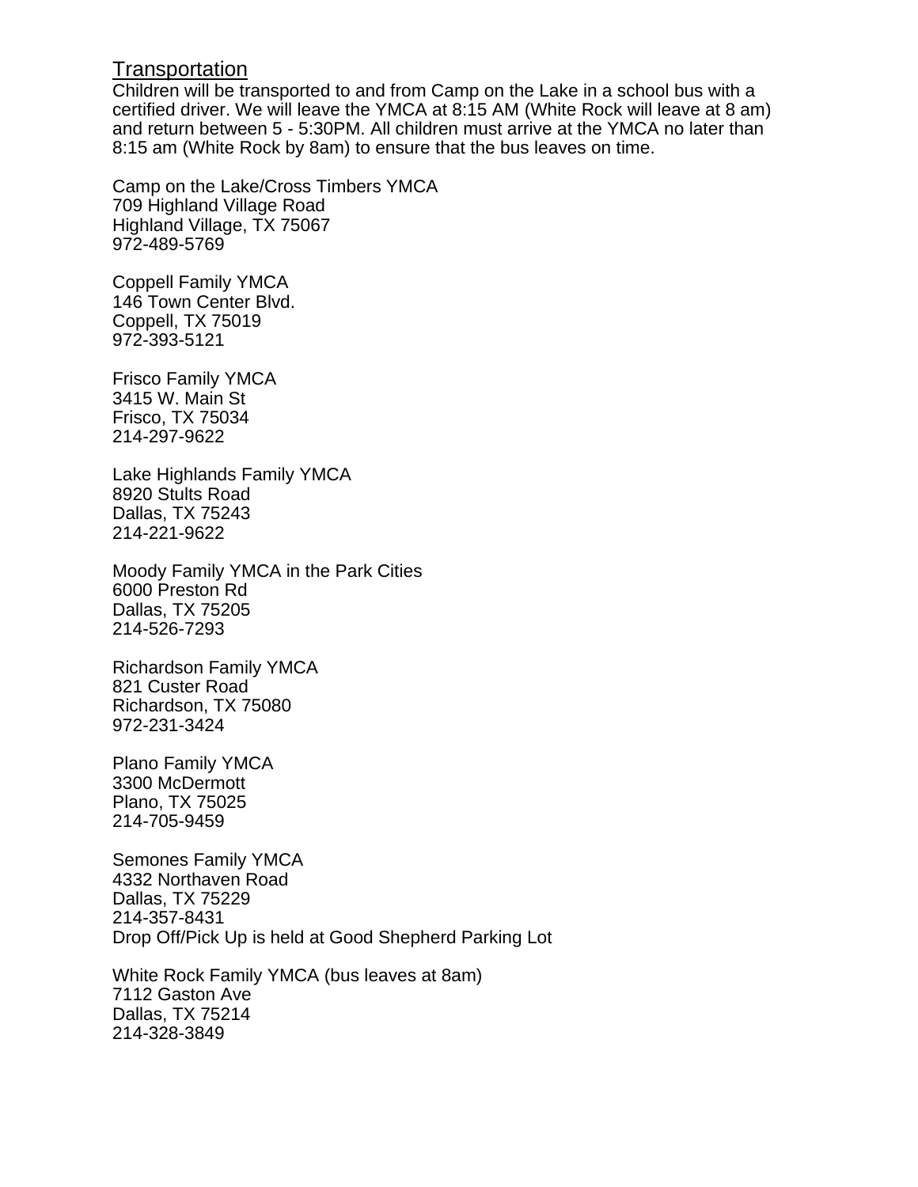## Transportation

Children will be transported to and from Camp on the Lake in a school bus with a certified driver. We will leave the YMCA at 8:15 AM (White Rock will leave at 8 am) and return between 5 - 5:30PM. All children must arrive at the YMCA no later than 8:15 am (White Rock by 8am) to ensure that the bus leaves on time.

Camp on the Lake/Cross Timbers YMCA
709 Highland Village Road
Highland Village, TX 75067
972-489-5769

Coppell Family YMCA
146 Town Center Blvd.
Coppell, TX 75019
972-393-5121

Frisco Family YMCA
3415 W. Main St
Frisco, TX 75034
214-297-9622

Lake Highlands Family YMCA
8920 Stults Road
Dallas, TX 75243
214-221-9622

Moody Family YMCA in the Park Cities
6000 Preston Rd
Dallas, TX 75205
214-526-7293

Richardson Family YMCA
821 Custer Road
Richardson, TX 75080
972-231-3424

Plano Family YMCA
3300 McDermott
Plano, TX 75025
214-705-9459

Semones Family YMCA
4332 Northaven Road
Dallas, TX 75229
214-357-8431
Drop Off/Pick Up is held at Good Shepherd Parking Lot

White Rock Family YMCA (bus leaves at 8am)
7112 Gaston Ave
Dallas, TX 75214
214-328-3849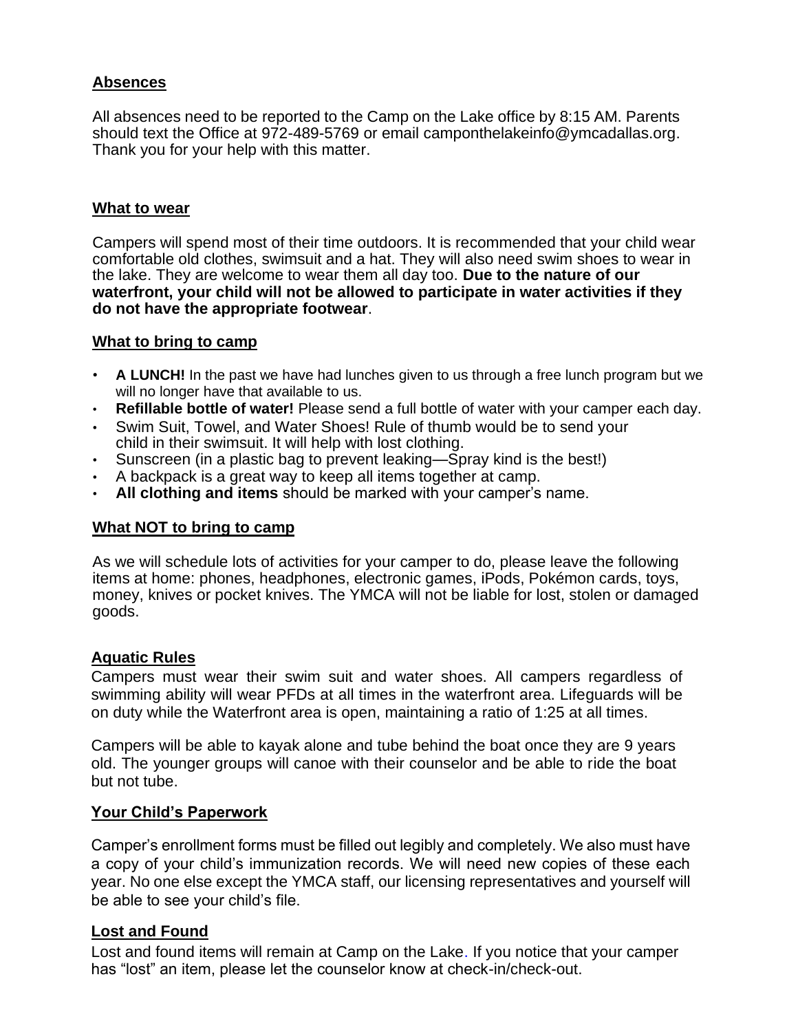## Absences

All absences need to be reported to the Camp on the Lake office by 8:15 AM. Parents should text the Office at 972-489-5769 or email camponthelakeinfo@ymcadallas.org. Thank you for your help with this matter.

## What to wear

Campers will spend most of their time outdoors. It is recommended that your child wear comfortable old clothes, swimsuit and a hat. They will also need swim shoes to wear in the lake. They are welcome to wear them all day too. **Due to the nature of our waterfront, your child will not be allowed to participate in water activities if they do not have the appropriate footwear**.

## What to bring to camp

- **A LUNCH!** In the past we have had lunches given to us through a free lunch program but we will no longer have that available to us.
- **Refillable bottle of water!** Please send a full bottle of water with your camper each day.
- Swim Suit, Towel, and Water Shoes! Rule of thumb would be to send your child in their swimsuit. It will help with lost clothing.
- Sunscreen (in a plastic bag to prevent leaking—Spray kind is the best!)
- A backpack is a great way to keep all items together at camp.
- **All clothing and items** should be marked with your camper's name.

## What NOT to bring to camp

As we will schedule lots of activities for your camper to do, please leave the following items at home: phones, headphones, electronic games, iPods, Pokémon cards, toys, money, knives or pocket knives. The YMCA will not be liable for lost, stolen or damaged goods.

## Aquatic Rules

Campers must wear their swim suit and water shoes. All campers regardless of swimming ability will wear PFDs at all times in the waterfront area. Lifeguards will be on duty while the Waterfront area is open, maintaining a ratio of 1:25 at all times.

Campers will be able to kayak alone and tube behind the boat once they are 9 years old. The younger groups will canoe with their counselor and be able to ride the boat but not tube.

## Your Child's Paperwork

Camper's enrollment forms must be filled out legibly and completely. We also must have a copy of your child's immunization records. We will need new copies of these each year. No one else except the YMCA staff, our licensing representatives and yourself will be able to see your child's file.

## Lost and Found

Lost and found items will remain at Camp on the Lake. If you notice that your camper has "lost" an item, please let the counselor know at check-in/check-out.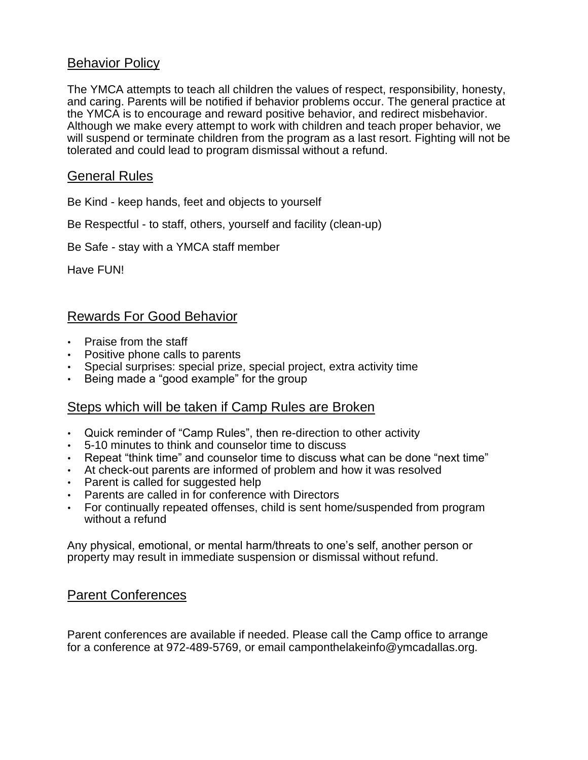## Behavior Policy

The YMCA attempts to teach all children the values of respect, responsibility, honesty, and caring. Parents will be notified if behavior problems occur. The general practice at the YMCA is to encourage and reward positive behavior, and redirect misbehavior. Although we make every attempt to work with children and teach proper behavior, we will suspend or terminate children from the program as a last resort. Fighting will not be tolerated and could lead to program dismissal without a refund.

## General Rules

Be Kind - keep hands, feet and objects to yourself

Be Respectful - to staff, others, yourself and facility (clean-up)

Be Safe - stay with a YMCA staff member

Have FUN!

## Rewards For Good Behavior

- Praise from the staff
- Positive phone calls to parents
- Special surprises: special prize, special project, extra activity time
- Being made a "good example" for the group

## Steps which will be taken if Camp Rules are Broken

- Quick reminder of "Camp Rules", then re-direction to other activity
- 5-10 minutes to think and counselor time to discuss
- Repeat "think time" and counselor time to discuss what can be done "next time"
- At check-out parents are informed of problem and how it was resolved
- Parent is called for suggested help
- Parents are called in for conference with Directors
- For continually repeated offenses, child is sent home/suspended from program without a refund

Any physical, emotional, or mental harm/threats to one's self, another person or property may result in immediate suspension or dismissal without refund.

## Parent Conferences

Parent conferences are available if needed. Please call the Camp office to arrange for a conference at 972-489-5769, or email camponthelakeinfo@ymcadallas.org.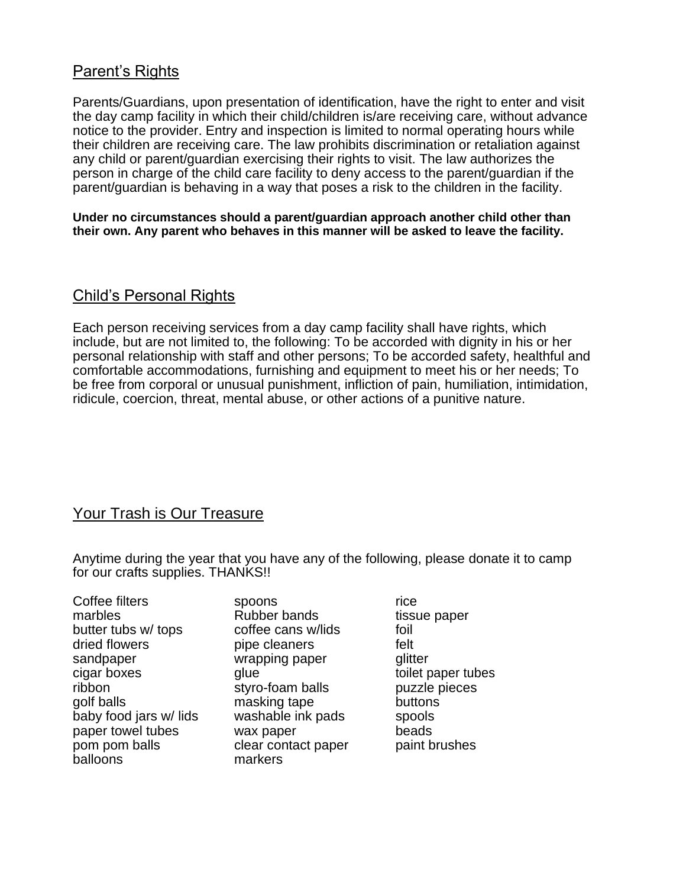## Parent's Rights

Parents/Guardians, upon presentation of identification, have the right to enter and visit the day camp facility in which their child/children is/are receiving care, without advance notice to the provider. Entry and inspection is limited to normal operating hours while their children are receiving care. The law prohibits discrimination or retaliation against any child or parent/guardian exercising their rights to visit. The law authorizes the person in charge of the child care facility to deny access to the parent/guardian if the parent/guardian is behaving in a way that poses a risk to the children in the facility.

**Under no circumstances should a parent/guardian approach another child other than their own. Any parent who behaves in this manner will be asked to leave the facility.**

## Child's Personal Rights

Each person receiving services from a day camp facility shall have rights, which include, but are not limited to, the following: To be accorded with dignity in his or her personal relationship with staff and other persons; To be accorded safety, healthful and comfortable accommodations, furnishing and equipment to meet his or her needs; To be free from corporal or unusual punishment, infliction of pain, humiliation, intimidation, ridicule, coercion, threat, mental abuse, or other actions of a punitive nature.

## Your Trash is Our Treasure

Anytime during the year that you have any of the following, please donate it to camp for our crafts supplies. THANKS!!

- Coffee filters
- marbles
- butter tubs w/ tops
- dried flowers
- sandpaper
- cigar boxes
- ribbon
- golf balls
- baby food jars w/ lids
- paper towel tubes
- pom pom balls
- balloons
- spoons
- Rubber bands
- coffee cans w/lids
- pipe cleaners
- wrapping paper
- glue
- styro-foam balls
- masking tape
- washable ink pads
- wax paper
- clear contact paper
- markers
- rice
- tissue paper
- foil
- felt
- glitter
- toilet paper tubes
- puzzle pieces
- buttons
- spools
- beads
- paint brushes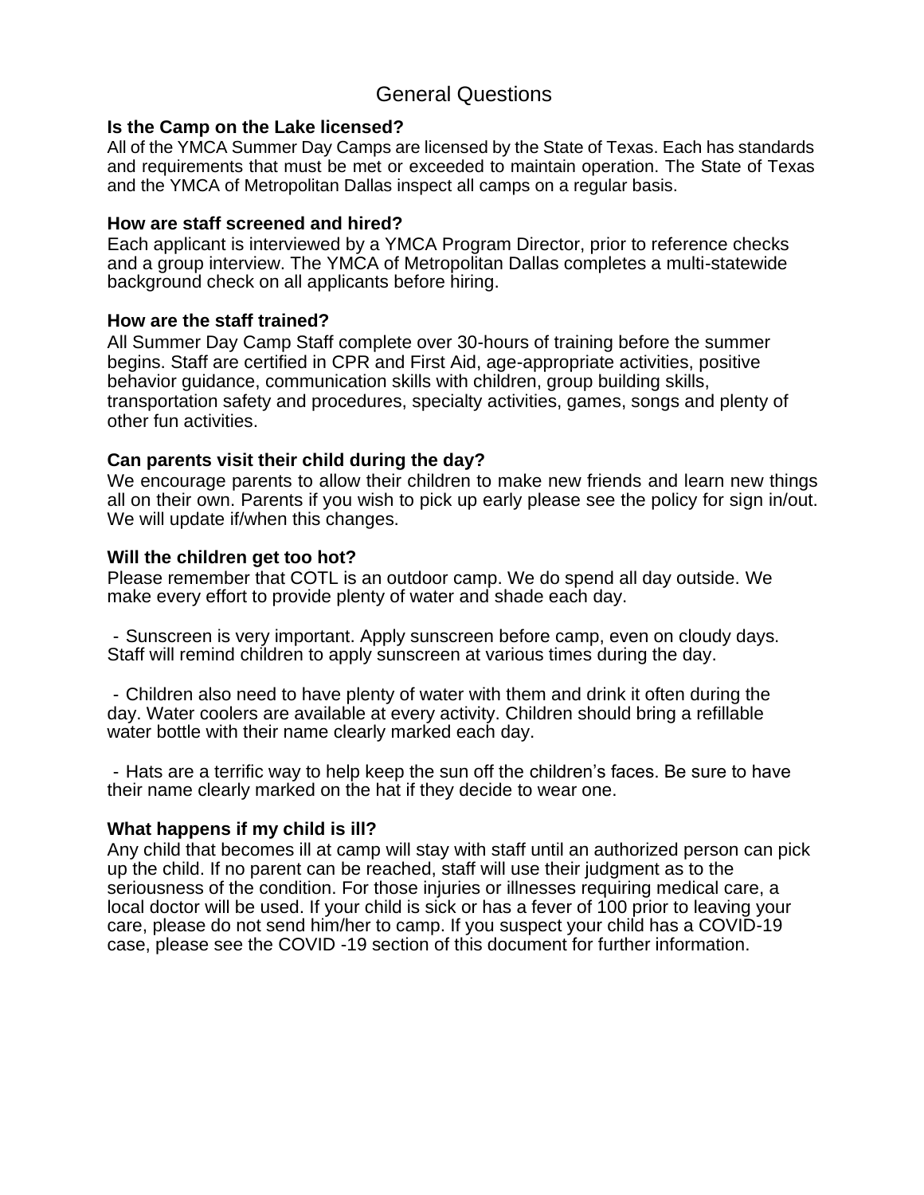# General Questions

**Is the Camp on the Lake licensed?**

All of the YMCA Summer Day Camps are licensed by the State of Texas. Each has standards and requirements that must be met or exceeded to maintain operation. The State of Texas and the YMCA of Metropolitan Dallas inspect all camps on a regular basis.

**How are staff screened and hired?**

Each applicant is interviewed by a YMCA Program Director, prior to reference checks and a group interview. The YMCA of Metropolitan Dallas completes a multi-statewide background check on all applicants before hiring.

**How are the staff trained?**

All Summer Day Camp Staff complete over 30-hours of training before the summer begins. Staff are certified in CPR and First Aid, age-appropriate activities, positive behavior guidance, communication skills with children, group building skills, transportation safety and procedures, specialty activities, games, songs and plenty of other fun activities.

**Can parents visit their child during the day?**

We encourage parents to allow their children to make new friends and learn new things all on their own. Parents if you wish to pick up early please see the policy for sign in/out. We will update if/when this changes.

**Will the children get too hot?**

Please remember that COTL is an outdoor camp. We do spend all day outside. We make every effort to provide plenty of water and shade each day.

- Sunscreen is very important. Apply sunscreen before camp, even on cloudy days. Staff will remind children to apply sunscreen at various times during the day.

- Children also need to have plenty of water with them and drink it often during the day. Water coolers are available at every activity. Children should bring a refillable water bottle with their name clearly marked each day.

- Hats are a terrific way to help keep the sun off the children's faces. Be sure to have their name clearly marked on the hat if they decide to wear one.

**What happens if my child is ill?**

Any child that becomes ill at camp will stay with staff until an authorized person can pick up the child. If no parent can be reached, staff will use their judgment as to the seriousness of the condition. For those injuries or illnesses requiring medical care, a local doctor will be used. If your child is sick or has a fever of 100 prior to leaving your care, please do not send him/her to camp. If you suspect your child has a COVID-19 case, please see the COVID -19 section of this document for further information.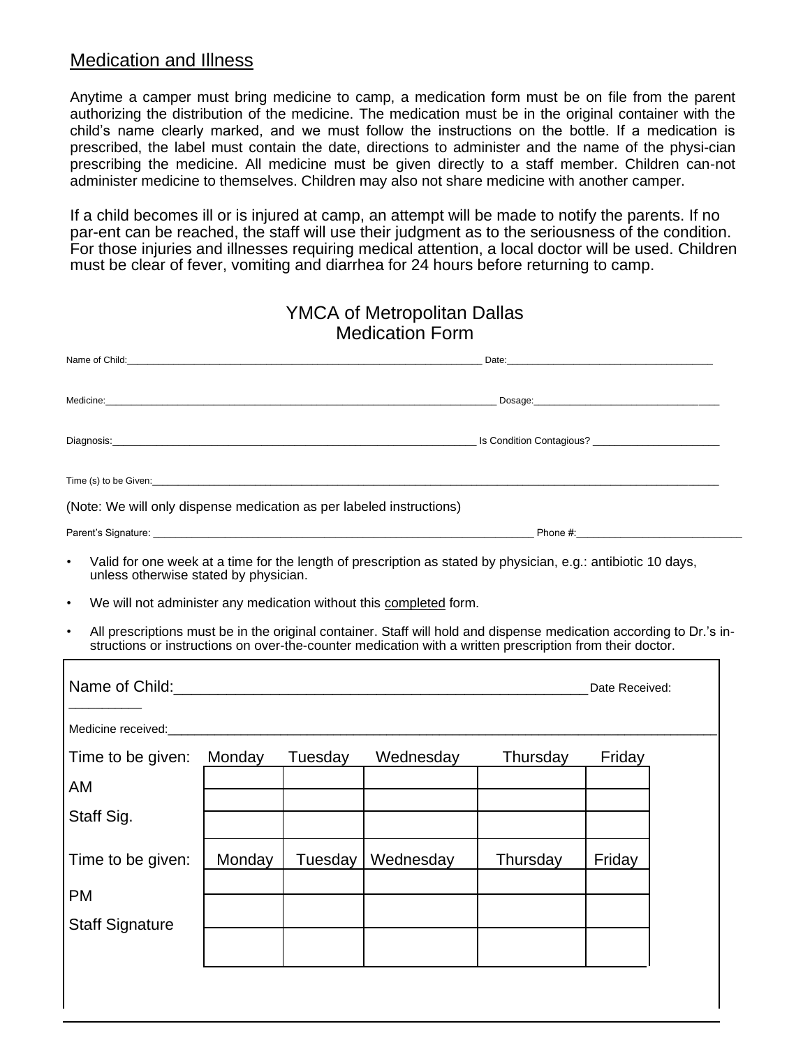## Medication and Illness

Anytime a camper must bring medicine to camp, a medication form must be on file from the parent authorizing the distribution of the medicine. The medication must be in the original container with the child's name clearly marked, and we must follow the instructions on the bottle. If a medication is prescribed, the label must contain the date, directions to administer and the name of the physi-cian prescribing the medicine. All medicine must be given directly to a staff member. Children can-not administer medicine to themselves. Children may also not share medicine with another camper.

If a child becomes ill or is injured at camp, an attempt will be made to notify the parents. If no par-ent can be reached, the staff will use their judgment as to the seriousness of the condition. For those injuries and illnesses requiring medical attention, a local doctor will be used. Children must be clear of fever, vomiting and diarrhea for 24 hours before returning to camp.

# YMCA of Metropolitan Dallas
# Medication Form

Name of Child:_______________________________________ Date:_______________________

Medicine:_______________________________________ Dosage:_______________________

Diagnosis:_______________________________________ Is Condition Contagious? _______________

Time (s) to be Given:_______________________________________________________________

(Note: We will only dispense medication as per labeled instructions)

Parent's Signature: _______________________________________ Phone #:_______________________

- Valid for one week at a time for the length of prescription as stated by physician, e.g.: antibiotic 10 days, unless otherwise stated by physician.
- We will not administer any medication without this completed form.
- All prescriptions must be in the original container. Staff will hold and dispense medication according to Dr.'s in-structions or instructions on over-the-counter medication with a written prescription from their doctor.

Name of Child:_______________________________________ Date Received: _________

Medicine received:_______________________________________________________________

| Time to be given: | Monday | Tuesday | Wednesday | Thursday | Friday |
|---|---|---|---|---|---|
| AM | | | | | |
| | | | | | |
| Staff Sig. | | | | | |

| Time to be given: | Monday | Tuesday | Wednesday | Thursday | Friday |
|---|---|---|---|---|---|
| PM | | | | | |
| | | | | | |
| Staff Signature | | | | | |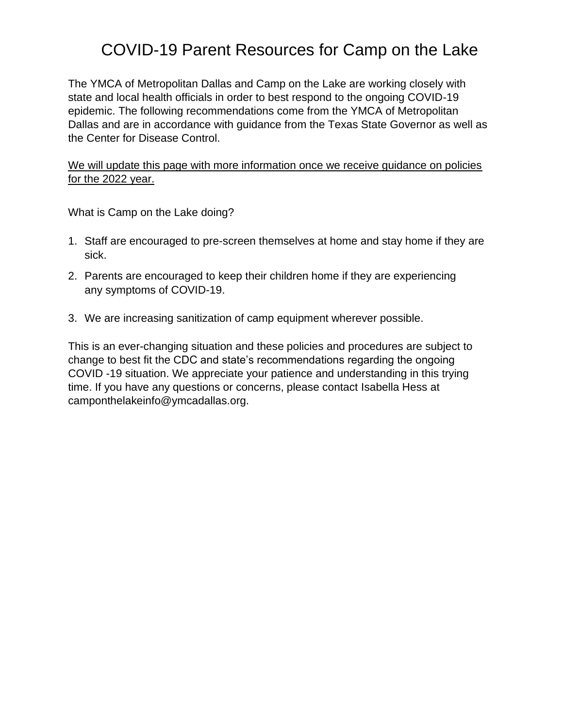# COVID-19 Parent Resources for Camp on the Lake

The YMCA of Metropolitan Dallas and Camp on the Lake are working closely with state and local health officials in order to best respond to the ongoing COVID-19 epidemic. The following recommendations come from the YMCA of Metropolitan Dallas and are in accordance with guidance from the Texas State Governor as well as the Center for Disease Control.

<u>We will update this page with more information once we receive guidance on policies for the 2022 year.</u>

What is Camp on the Lake doing?

1. Staff are encouraged to pre-screen themselves at home and stay home if they are sick.
2. Parents are encouraged to keep their children home if they are experiencing any symptoms of COVID-19.
3. We are increasing sanitization of camp equipment wherever possible.

This is an ever-changing situation and these policies and procedures are subject to change to best fit the CDC and state's recommendations regarding the ongoing COVID -19 situation. We appreciate your patience and understanding in this trying time. If you have any questions or concerns, please contact Isabella Hess at camponthelakeinfo@ymcadallas.org.